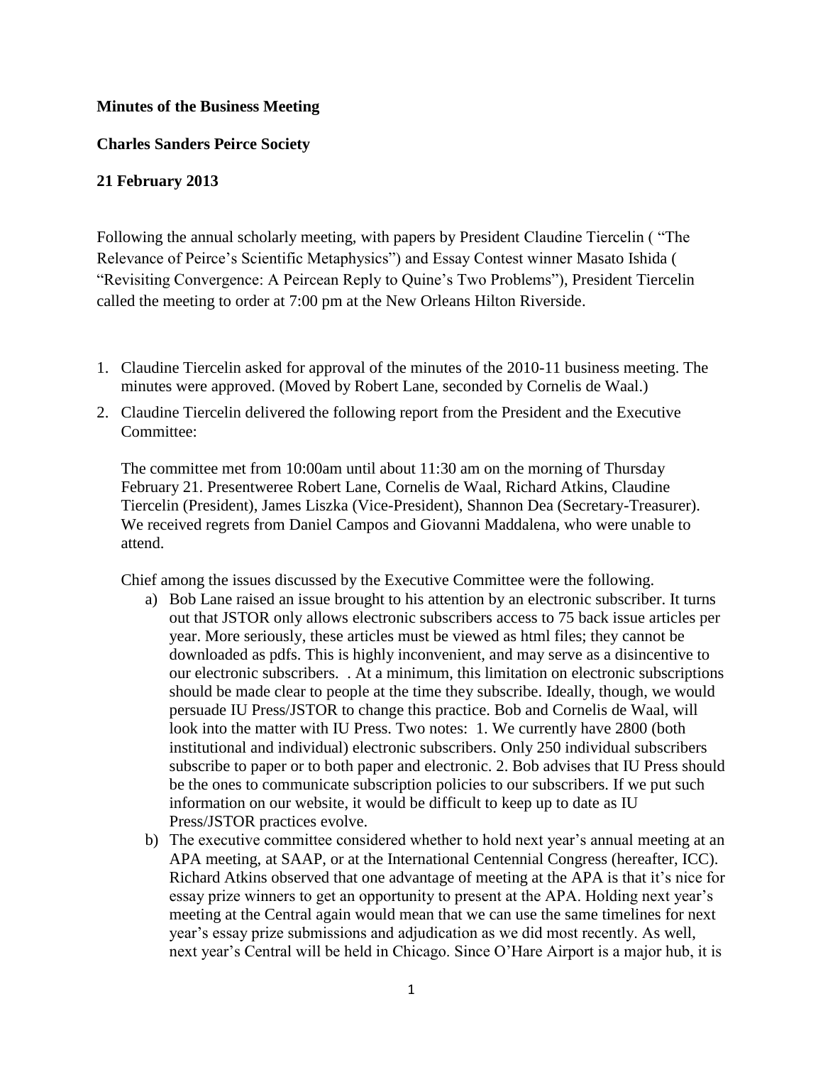**Minutes of the Business Meeting**

**Charles Sanders Peirce Society**

**21 February 2013**

Following the annual scholarly meeting, with papers by President Claudine Tiercelin ( "The Relevance of Peirce's Scientific Metaphysics") and Essay Contest winner Masato Ishida ( "Revisiting Convergence: A Peircean Reply to Quine's Two Problems"), President Tiercelin called the meeting to order at 7:00 pm at the New Orleans Hilton Riverside.

1. Claudine Tiercelin asked for approval of the minutes of the 2010-11 business meeting. The minutes were approved. (Moved by Robert Lane, seconded by Cornelis de Waal.)
2. Claudine Tiercelin delivered the following report from the President and the Executive Committee:

   The committee met from 10:00am until about 11:30 am on the morning of Thursday February 21. Presentweree Robert Lane, Cornelis de Waal, Richard Atkins, Claudine Tiercelin (President), James Liszka (Vice-President), Shannon Dea (Secretary-Treasurer). We received regrets from Daniel Campos and Giovanni Maddalena, who were unable to attend.

   Chief among the issues discussed by the Executive Committee were the following.

   a) Bob Lane raised an issue brought to his attention by an electronic subscriber. It turns out that JSTOR only allows electronic subscribers access to 75 back issue articles per year. More seriously, these articles must be viewed as html files; they cannot be downloaded as pdfs. This is highly inconvenient, and may serve as a disincentive to our electronic subscribers. . At a minimum, this limitation on electronic subscriptions should be made clear to people at the time they subscribe. Ideally, though, we would persuade IU Press/JSTOR to change this practice. Bob and Cornelis de Waal, will look into the matter with IU Press. Two notes: 1. We currently have 2800 (both institutional and individual) electronic subscribers. Only 250 individual subscribers subscribe to paper or to both paper and electronic. 2. Bob advises that IU Press should be the ones to communicate subscription policies to our subscribers. If we put such information on our website, it would be difficult to keep up to date as IU Press/JSTOR practices evolve.
   b) The executive committee considered whether to hold next year's annual meeting at an APA meeting, at SAAP, or at the International Centennial Congress (hereafter, ICC). Richard Atkins observed that one advantage of meeting at the APA is that it's nice for essay prize winners to get an opportunity to present at the APA. Holding next year's meeting at the Central again would mean that we can use the same timelines for next year's essay prize submissions and adjudication as we did most recently. As well, next year's Central will be held in Chicago. Since O'Hare Airport is a major hub, it is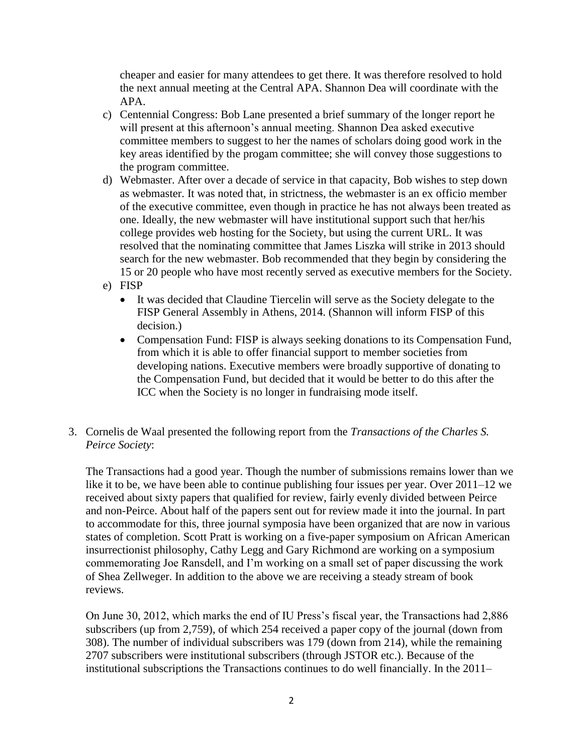cheaper and easier for many attendees to get there. It was therefore resolved to hold the next annual meeting at the Central APA. Shannon Dea will coordinate with the APA.

c) Centennial Congress: Bob Lane presented a brief summary of the longer report he will present at this afternoon's annual meeting. Shannon Dea asked executive committee members to suggest to her the names of scholars doing good work in the key areas identified by the progam committee; she will convey those suggestions to the program committee.

d) Webmaster. After over a decade of service in that capacity, Bob wishes to step down as webmaster. It was noted that, in strictness, the webmaster is an ex officio member of the executive committee, even though in practice he has not always been treated as one. Ideally, the new webmaster will have institutional support such that her/his college provides web hosting for the Society, but using the current URL. It was resolved that the nominating committee that James Liszka will strike in 2013 should search for the new webmaster. Bob recommended that they begin by considering the 15 or 20 people who have most recently served as executive members for the Society.

e) FISP
   - It was decided that Claudine Tiercelin will serve as the Society delegate to the FISP General Assembly in Athens, 2014. (Shannon will inform FISP of this decision.)
   - Compensation Fund: FISP is always seeking donations to its Compensation Fund, from which it is able to offer financial support to member societies from developing nations. Executive members were broadly supportive of donating to the Compensation Fund, but decided that it would be better to do this after the ICC when the Society is no longer in fundraising mode itself.

3. Cornelis de Waal presented the following report from the *Transactions of the Charles S. Peirce Society*:

   The Transactions had a good year. Though the number of submissions remains lower than we like it to be, we have been able to continue publishing four issues per year. Over 2011–12 we received about sixty papers that qualified for review, fairly evenly divided between Peirce and non-Peirce. About half of the papers sent out for review made it into the journal. In part to accommodate for this, three journal symposia have been organized that are now in various states of completion. Scott Pratt is working on a five-paper symposium on African American insurrectionist philosophy, Cathy Legg and Gary Richmond are working on a symposium commemorating Joe Ransdell, and I'm working on a small set of paper discussing the work of Shea Zellweger. In addition to the above we are receiving a steady stream of book reviews.

   On June 30, 2012, which marks the end of IU Press's fiscal year, the Transactions had 2,886 subscribers (up from 2,759), of which 254 received a paper copy of the journal (down from 308). The number of individual subscribers was 179 (down from 214), while the remaining 2707 subscribers were institutional subscribers (through JSTOR etc.). Because of the institutional subscriptions the Transactions continues to do well financially. In the 2011–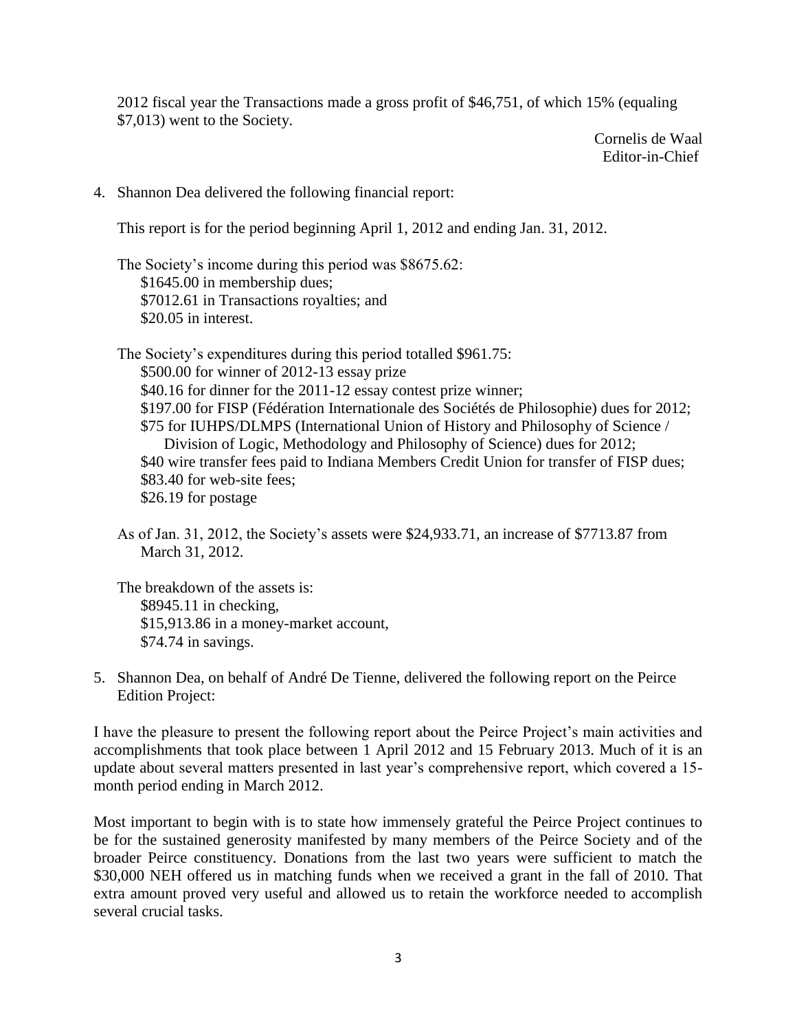2012 fiscal year the Transactions made a gross profit of $46,751, of which 15% (equaling $7,013) went to the Society.

Cornelis de Waal
Editor-in-Chief

4. Shannon Dea delivered the following financial report:

   This report is for the period beginning April 1, 2012 and ending Jan. 31, 2012.

   The Society's income during this period was $8675.62:
   - $1645.00 in membership dues;
   - $7012.61 in Transactions royalties; and
   - $20.05 in interest.

   The Society's expenditures during this period totalled $961.75:
   - $500.00 for winner of 2012-13 essay prize
   - $40.16 for dinner for the 2011-12 essay contest prize winner;
   - $197.00 for FISP (Fédération Internationale des Sociétés de Philosophie) dues for 2012;
   - $75 for IUHPS/DLMPS (International Union of History and Philosophy of Science / Division of Logic, Methodology and Philosophy of Science) dues for 2012;
   - $40 wire transfer fees paid to Indiana Members Credit Union for transfer of FISP dues;
   - $83.40 for web-site fees;
   - $26.19 for postage

   As of Jan. 31, 2012, the Society's assets were $24,933.71, an increase of $7713.87 from March 31, 2012.

   The breakdown of the assets is:
   - $8945.11 in checking,
   - $15,913.86 in a money-market account,
   - $74.74 in savings.

5. Shannon Dea, on behalf of André De Tienne, delivered the following report on the Peirce Edition Project:

I have the pleasure to present the following report about the Peirce Project's main activities and accomplishments that took place between 1 April 2012 and 15 February 2013. Much of it is an update about several matters presented in last year's comprehensive report, which covered a 15-month period ending in March 2012.

Most important to begin with is to state how immensely grateful the Peirce Project continues to be for the sustained generosity manifested by many members of the Peirce Society and of the broader Peirce constituency. Donations from the last two years were sufficient to match the $30,000 NEH offered us in matching funds when we received a grant in the fall of 2010. That extra amount proved very useful and allowed us to retain the workforce needed to accomplish several crucial tasks.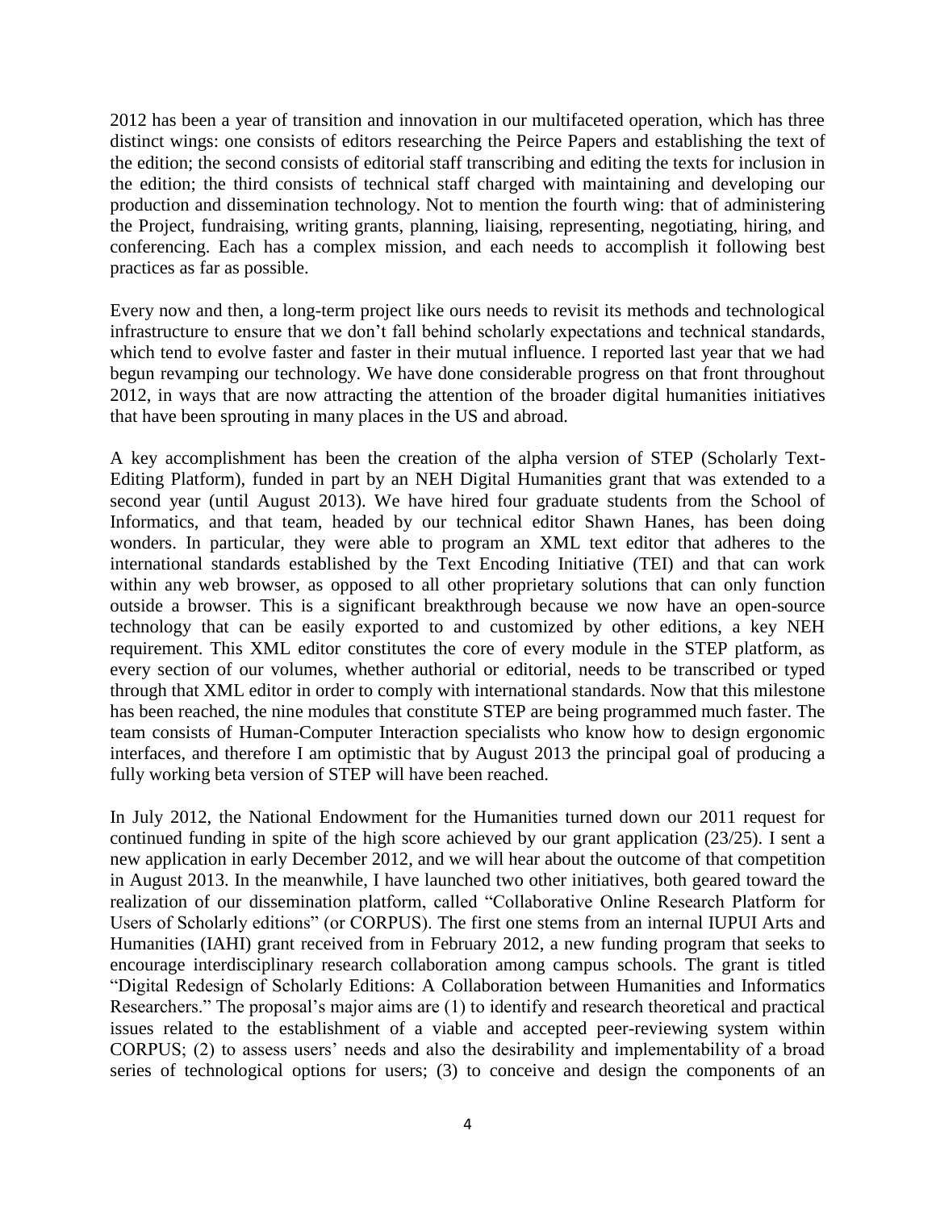2012 has been a year of transition and innovation in our multifaceted operation, which has three distinct wings: one consists of editors researching the Peirce Papers and establishing the text of the edition; the second consists of editorial staff transcribing and editing the texts for inclusion in the edition; the third consists of technical staff charged with maintaining and developing our production and dissemination technology. Not to mention the fourth wing: that of administering the Project, fundraising, writing grants, planning, liaising, representing, negotiating, hiring, and conferencing. Each has a complex mission, and each needs to accomplish it following best practices as far as possible.

Every now and then, a long-term project like ours needs to revisit its methods and technological infrastructure to ensure that we don't fall behind scholarly expectations and technical standards, which tend to evolve faster and faster in their mutual influence. I reported last year that we had begun revamping our technology. We have done considerable progress on that front throughout 2012, in ways that are now attracting the attention of the broader digital humanities initiatives that have been sprouting in many places in the US and abroad.

A key accomplishment has been the creation of the alpha version of STEP (Scholarly Text-Editing Platform), funded in part by an NEH Digital Humanities grant that was extended to a second year (until August 2013). We have hired four graduate students from the School of Informatics, and that team, headed by our technical editor Shawn Hanes, has been doing wonders. In particular, they were able to program an XML text editor that adheres to the international standards established by the Text Encoding Initiative (TEI) and that can work within any web browser, as opposed to all other proprietary solutions that can only function outside a browser. This is a significant breakthrough because we now have an open-source technology that can be easily exported to and customized by other editions, a key NEH requirement. This XML editor constitutes the core of every module in the STEP platform, as every section of our volumes, whether authorial or editorial, needs to be transcribed or typed through that XML editor in order to comply with international standards. Now that this milestone has been reached, the nine modules that constitute STEP are being programmed much faster. The team consists of Human-Computer Interaction specialists who know how to design ergonomic interfaces, and therefore I am optimistic that by August 2013 the principal goal of producing a fully working beta version of STEP will have been reached.

In July 2012, the National Endowment for the Humanities turned down our 2011 request for continued funding in spite of the high score achieved by our grant application (23/25). I sent a new application in early December 2012, and we will hear about the outcome of that competition in August 2013. In the meanwhile, I have launched two other initiatives, both geared toward the realization of our dissemination platform, called "Collaborative Online Research Platform for Users of Scholarly editions" (or CORPUS). The first one stems from an internal IUPUI Arts and Humanities (IAHI) grant received from in February 2012, a new funding program that seeks to encourage interdisciplinary research collaboration among campus schools. The grant is titled "Digital Redesign of Scholarly Editions: A Collaboration between Humanities and Informatics Researchers." The proposal's major aims are (1) to identify and research theoretical and practical issues related to the establishment of a viable and accepted peer-reviewing system within CORPUS; (2) to assess users' needs and also the desirability and implementability of a broad series of technological options for users; (3) to conceive and design the components of an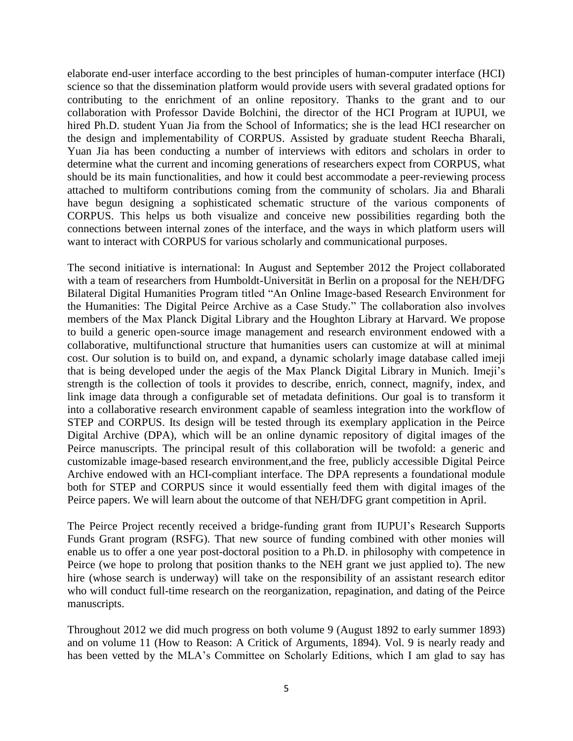elaborate end-user interface according to the best principles of human-computer interface (HCI) science so that the dissemination platform would provide users with several gradated options for contributing to the enrichment of an online repository. Thanks to the grant and to our collaboration with Professor Davide Bolchini, the director of the HCI Program at IUPUI, we hired Ph.D. student Yuan Jia from the School of Informatics; she is the lead HCI researcher on the design and implementability of CORPUS. Assisted by graduate student Reecha Bharali, Yuan Jia has been conducting a number of interviews with editors and scholars in order to determine what the current and incoming generations of researchers expect from CORPUS, what should be its main functionalities, and how it could best accommodate a peer-reviewing process attached to multiform contributions coming from the community of scholars. Jia and Bharali have begun designing a sophisticated schematic structure of the various components of CORPUS. This helps us both visualize and conceive new possibilities regarding both the connections between internal zones of the interface, and the ways in which platform users will want to interact with CORPUS for various scholarly and communicational purposes.

The second initiative is international: In August and September 2012 the Project collaborated with a team of researchers from Humboldt-Universität in Berlin on a proposal for the NEH/DFG Bilateral Digital Humanities Program titled "An Online Image-based Research Environment for the Humanities: The Digital Peirce Archive as a Case Study." The collaboration also involves members of the Max Planck Digital Library and the Houghton Library at Harvard. We propose to build a generic open-source image management and research environment endowed with a collaborative, multifunctional structure that humanities users can customize at will at minimal cost. Our solution is to build on, and expand, a dynamic scholarly image database called imeji that is being developed under the aegis of the Max Planck Digital Library in Munich. Imeji's strength is the collection of tools it provides to describe, enrich, connect, magnify, index, and link image data through a configurable set of metadata definitions. Our goal is to transform it into a collaborative research environment capable of seamless integration into the workflow of STEP and CORPUS. Its design will be tested through its exemplary application in the Peirce Digital Archive (DPA), which will be an online dynamic repository of digital images of the Peirce manuscripts. The principal result of this collaboration will be twofold: a generic and customizable image-based research environment,and the free, publicly accessible Digital Peirce Archive endowed with an HCI-compliant interface. The DPA represents a foundational module both for STEP and CORPUS since it would essentially feed them with digital images of the Peirce papers. We will learn about the outcome of that NEH/DFG grant competition in April.

The Peirce Project recently received a bridge-funding grant from IUPUI's Research Supports Funds Grant program (RSFG). That new source of funding combined with other monies will enable us to offer a one year post-doctoral position to a Ph.D. in philosophy with competence in Peirce (we hope to prolong that position thanks to the NEH grant we just applied to). The new hire (whose search is underway) will take on the responsibility of an assistant research editor who will conduct full-time research on the reorganization, repagination, and dating of the Peirce manuscripts.

Throughout 2012 we did much progress on both volume 9 (August 1892 to early summer 1893) and on volume 11 (How to Reason: A Critick of Arguments, 1894). Vol. 9 is nearly ready and has been vetted by the MLA's Committee on Scholarly Editions, which I am glad to say has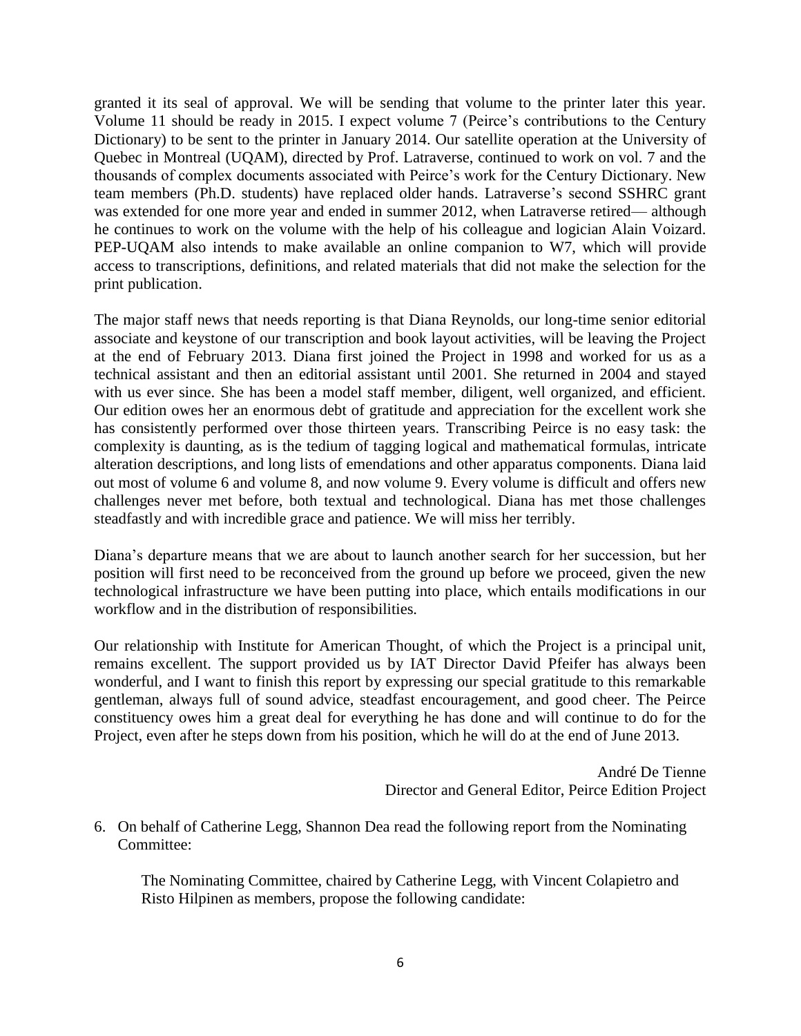granted it its seal of approval. We will be sending that volume to the printer later this year. Volume 11 should be ready in 2015. I expect volume 7 (Peirce's contributions to the Century Dictionary) to be sent to the printer in January 2014. Our satellite operation at the University of Quebec in Montreal (UQAM), directed by Prof. Latraverse, continued to work on vol. 7 and the thousands of complex documents associated with Peirce's work for the Century Dictionary. New team members (Ph.D. students) have replaced older hands. Latraverse's second SSHRC grant was extended for one more year and ended in summer 2012, when Latraverse retired— although he continues to work on the volume with the help of his colleague and logician Alain Voizard. PEP-UQAM also intends to make available an online companion to W7, which will provide access to transcriptions, definitions, and related materials that did not make the selection for the print publication.

The major staff news that needs reporting is that Diana Reynolds, our long-time senior editorial associate and keystone of our transcription and book layout activities, will be leaving the Project at the end of February 2013. Diana first joined the Project in 1998 and worked for us as a technical assistant and then an editorial assistant until 2001. She returned in 2004 and stayed with us ever since. She has been a model staff member, diligent, well organized, and efficient. Our edition owes her an enormous debt of gratitude and appreciation for the excellent work she has consistently performed over those thirteen years. Transcribing Peirce is no easy task: the complexity is daunting, as is the tedium of tagging logical and mathematical formulas, intricate alteration descriptions, and long lists of emendations and other apparatus components. Diana laid out most of volume 6 and volume 8, and now volume 9. Every volume is difficult and offers new challenges never met before, both textual and technological. Diana has met those challenges steadfastly and with incredible grace and patience. We will miss her terribly.

Diana's departure means that we are about to launch another search for her succession, but her position will first need to be reconceived from the ground up before we proceed, given the new technological infrastructure we have been putting into place, which entails modifications in our workflow and in the distribution of responsibilities.

Our relationship with Institute for American Thought, of which the Project is a principal unit, remains excellent. The support provided us by IAT Director David Pfeifer has always been wonderful, and I want to finish this report by expressing our special gratitude to this remarkable gentleman, always full of sound advice, steadfast encouragement, and good cheer. The Peirce constituency owes him a great deal for everything he has done and will continue to do for the Project, even after he steps down from his position, which he will do at the end of June 2013.

André De Tienne
Director and General Editor, Peirce Edition Project

6. On behalf of Catherine Legg, Shannon Dea read the following report from the Nominating Committee:

   The Nominating Committee, chaired by Catherine Legg, with Vincent Colapietro and Risto Hilpinen as members, propose the following candidate: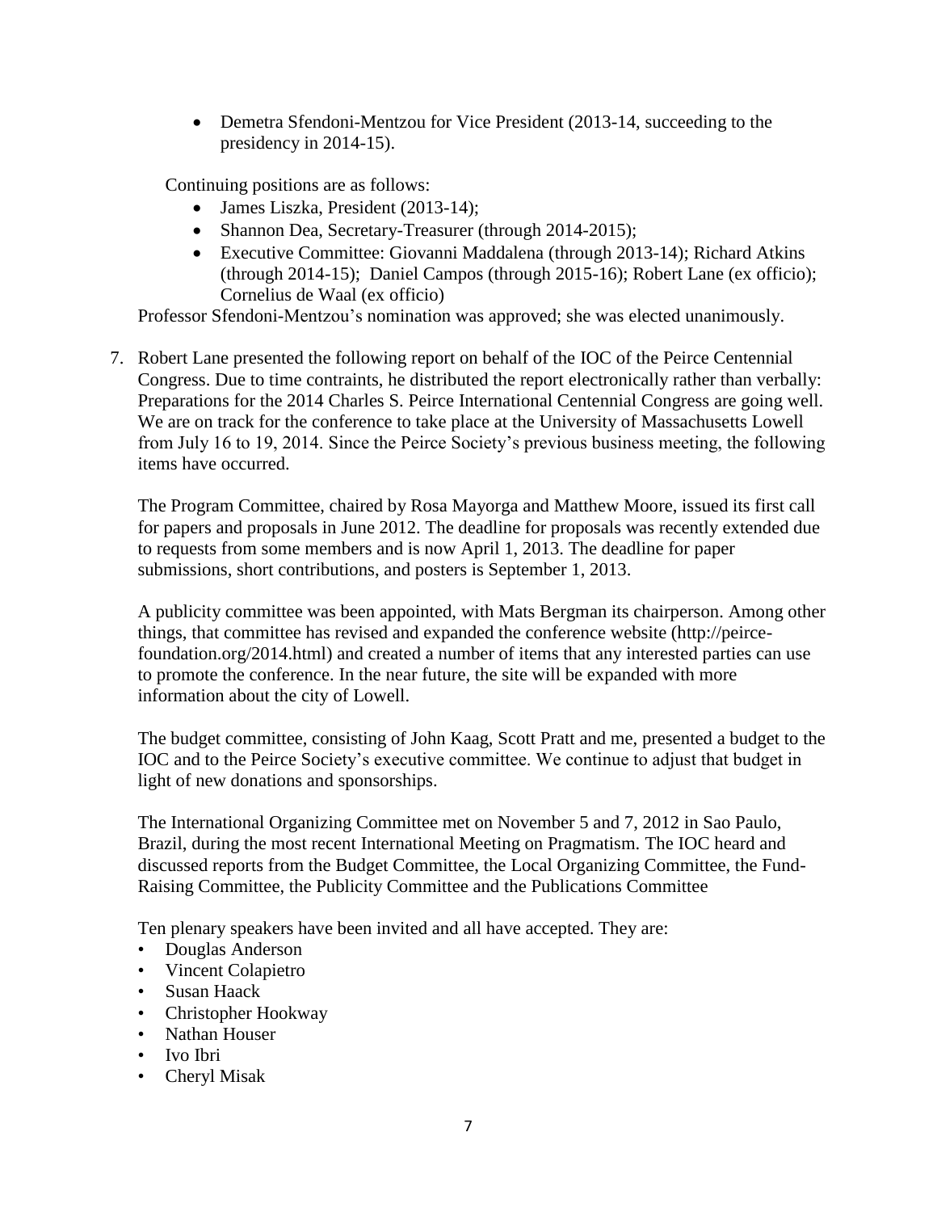- Demetra Sfendoni-Mentzou for Vice President (2013-14, succeeding to the presidency in 2014-15).

Continuing positions are as follows:

- James Liszka, President (2013-14);
- Shannon Dea, Secretary-Treasurer (through 2014-2015);
- Executive Committee: Giovanni Maddalena (through 2013-14); Richard Atkins (through 2014-15); Daniel Campos (through 2015-16); Robert Lane (ex officio); Cornelius de Waal (ex officio)

Professor Sfendoni-Mentzou's nomination was approved; she was elected unanimously.

7. Robert Lane presented the following report on behalf of the IOC of the Peirce Centennial Congress. Due to time contraints, he distributed the report electronically rather than verbally: Preparations for the 2014 Charles S. Peirce International Centennial Congress are going well. We are on track for the conference to take place at the University of Massachusetts Lowell from July 16 to 19, 2014. Since the Peirce Society's previous business meeting, the following items have occurred.

   The Program Committee, chaired by Rosa Mayorga and Matthew Moore, issued its first call for papers and proposals in June 2012. The deadline for proposals was recently extended due to requests from some members and is now April 1, 2013. The deadline for paper submissions, short contributions, and posters is September 1, 2013.

   A publicity committee was been appointed, with Mats Bergman its chairperson. Among other things, that committee has revised and expanded the conference website (http://peirce-foundation.org/2014.html) and created a number of items that any interested parties can use to promote the conference. In the near future, the site will be expanded with more information about the city of Lowell.

   The budget committee, consisting of John Kaag, Scott Pratt and me, presented a budget to the IOC and to the Peirce Society's executive committee. We continue to adjust that budget in light of new donations and sponsorships.

   The International Organizing Committee met on November 5 and 7, 2012 in Sao Paulo, Brazil, during the most recent International Meeting on Pragmatism. The IOC heard and discussed reports from the Budget Committee, the Local Organizing Committee, the Fund-Raising Committee, the Publicity Committee and the Publications Committee

   Ten plenary speakers have been invited and all have accepted. They are:

   - Douglas Anderson
   - Vincent Colapietro
   - Susan Haack
   - Christopher Hookway
   - Nathan Houser
   - Ivo Ibri
   - Cheryl Misak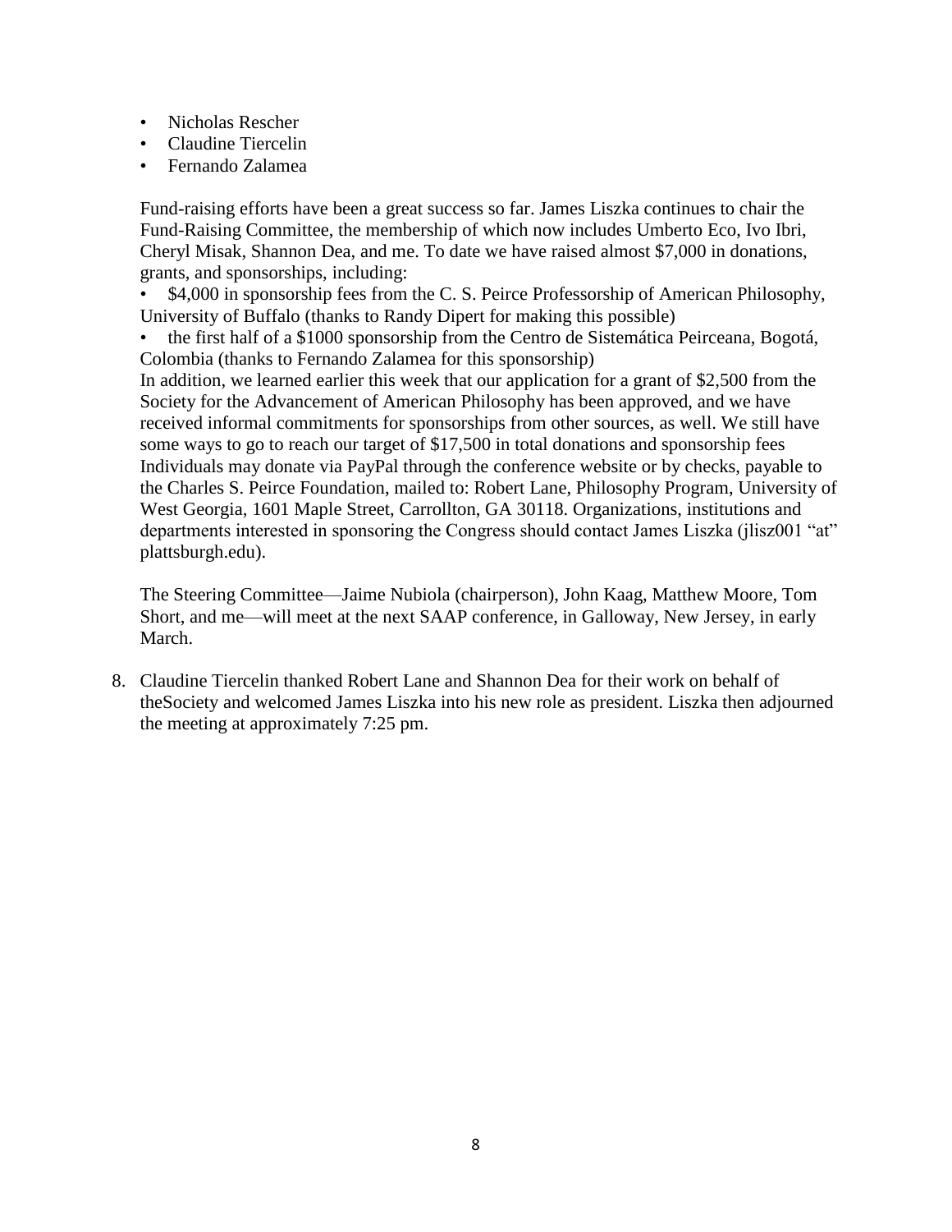- Nicholas Rescher
- Claudine Tiercelin
- Fernando Zalamea

Fund-raising efforts have been a great success so far. James Liszka continues to chair the Fund-Raising Committee, the membership of which now includes Umberto Eco, Ivo Ibri, Cheryl Misak, Shannon Dea, and me. To date we have raised almost $7,000 in donations, grants, and sponsorships, including:

- $4,000 in sponsorship fees from the C. S. Peirce Professorship of American Philosophy, University of Buffalo (thanks to Randy Dipert for making this possible)
- the first half of a $1000 sponsorship from the Centro de Sistemática Peirceana, Bogotá, Colombia (thanks to Fernando Zalamea for this sponsorship)

In addition, we learned earlier this week that our application for a grant of $2,500 from the Society for the Advancement of American Philosophy has been approved, and we have received informal commitments for sponsorships from other sources, as well. We still have some ways to go to reach our target of $17,500 in total donations and sponsorship fees Individuals may donate via PayPal through the conference website or by checks, payable to the Charles S. Peirce Foundation, mailed to: Robert Lane, Philosophy Program, University of West Georgia, 1601 Maple Street, Carrollton, GA 30118. Organizations, institutions and departments interested in sponsoring the Congress should contact James Liszka (jlisz001 "at" plattsburgh.edu).

The Steering Committee—Jaime Nubiola (chairperson), John Kaag, Matthew Moore, Tom Short, and me—will meet at the next SAAP conference, in Galloway, New Jersey, in early March.

8. Claudine Tiercelin thanked Robert Lane and Shannon Dea for their work on behalf of theSociety and welcomed James Liszka into his new role as president. Liszka then adjourned the meeting at approximately 7:25 pm.